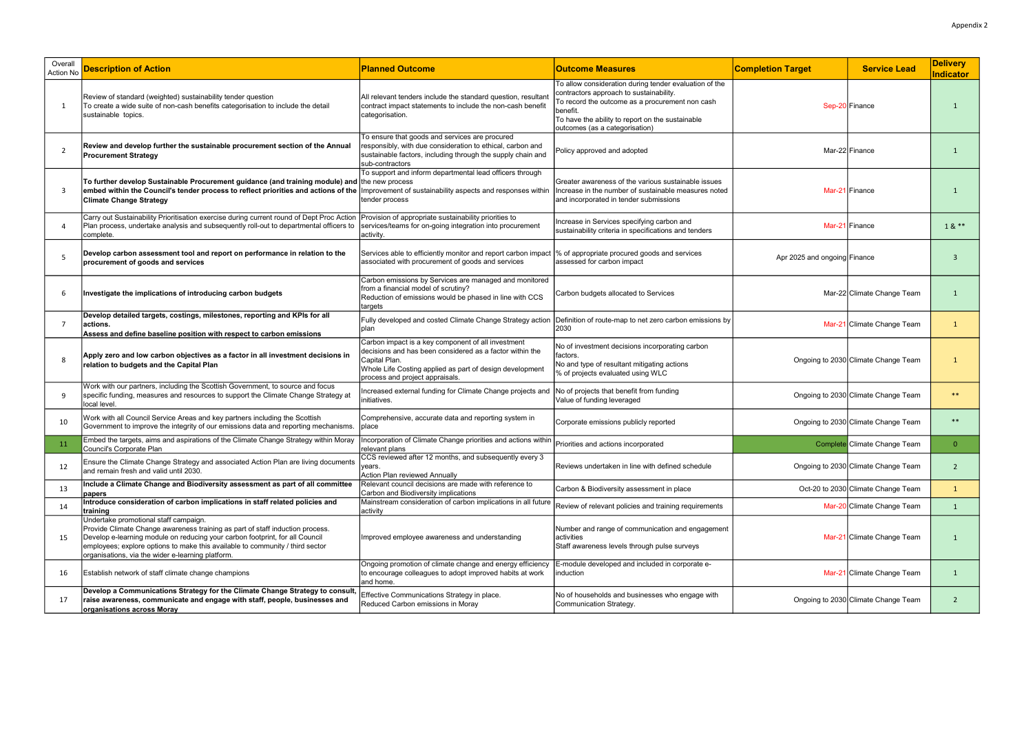Appendix 2

| Overall Action No | Description of Action | Planned Outcome | Outcome Measures | Completion Target | Service Lead | Delivery Indicator |
|---|---|---|---|---|---|---|
| 1 | Review of standard (weighted) sustainability tender question<br>To create a wide suite of non-cash benefits categorisation to include the detail sustainable topics. | All relevant tenders include the standard question, resultant contract impact statements to include the non-cash benefit categorisation. | To allow consideration during tender evaluation of the contractors approach to sustainability.<br>To record the outcome as a procurement non cash benefit.<br>To have the ability to report on the sustainable outcomes (as a categorisation) | Sep-20 | Finance | 1 |
| 2 | **Review and develop further the sustainable procurement section of the Annual Procurement Strategy** | To ensure that goods and services are procured responsibly, with due consideration to ethical, carbon and sustainable factors, including through the supply chain and sub-contractors | Policy approved and adopted | Mar-22 | Finance | 1 |
| 3 | **To further develop Sustainable Procurement guidance (and training module) and embed within the Council's tender process to reflect priorities and actions of the Climate Change Strategy** | To support and inform departmental lead officers through the new process<br>Improvement of sustainability aspects and responses within tender process | Greater awareness of the various sustainable issues<br>Increase in the number of sustainable measures noted and incorporated in tender submissions | Mar-21 | Finance | 1 |
| 4 | Carry out Sustainability Prioritisation exercise during current round of Dept Proc Action Plan process, undertake analysis and subsequently roll-out to departmental officers to complete. | Provision of appropriate sustainability priorities to services/teams for on-going integration into procurement activity. | Increase in Services specifying carbon and sustainability criteria in specifications and tenders | Mar-21 | Finance | 1 & ** |
| 5 | **Develop carbon assessment tool and report on performance in relation to the procurement of goods and services** | Services able to efficiently monitor and report carbon impact associated with procurement of goods and services | % of appropriate procured goods and services assessed for carbon impact | Apr 2025 and ongoing | Finance | 3 |
| 6 | **Investigate the implications of introducing carbon budgets** | Carbon emissions by Services are managed and monitored from a financial model of scrutiny?<br>Reduction of emissions would be phased in line with CCS targets | Carbon budgets allocated to Services | Mar-22 | Climate Change Team | 1 |
| 7 | **Develop detailed targets, costings, milestones, reporting and KPIs for all actions.**<br>**Assess and define baseline position with respect to carbon emissions** | Fully developed and costed Climate Change Strategy action plan | Definition of route-map to net zero carbon emissions by 2030 | Mar-21 | Climate Change Team | 1 |
| 8 | **Apply zero and low carbon objectives as a factor in all investment decisions in relation to budgets and the Capital Plan** | Carbon impact is a key component of all investment decisions and has been considered as a factor within the Capital Plan.<br>Whole Life Costing applied as part of design development process and project appraisals. | No of investment decisions incorporating carbon factors.<br>No and type of resultant mitigating actions<br>% of projects evaluated using WLC | Ongoing to 2030 | Climate Change Team | 1 |
| 9 | Work with our partners, including the Scottish Government, to source and focus specific funding, measures and resources to support the Climate Change Strategy at local level. | Increased external funding for Climate Change projects and initiatives. | No of projects that benefit from funding<br>Value of funding leveraged | Ongoing to 2030 | Climate Change Team | ** |
| 10 | Work with all Council Service Areas and key partners including the Scottish Government to improve the integrity of our emissions data and reporting mechanisms. | Comprehensive, accurate data and reporting system in place | Corporate emissions publicly reported | Ongoing to 2030 | Climate Change Team | ** |
| 11 | Embed the targets, aims and aspirations of the Climate Change Strategy within Moray Council's Corporate Plan | Incorporation of Climate Change priorities and actions within relevant plans | Priorities and actions incorporated | Complete | Climate Change Team | 0 |
| 12 | Ensure the Climate Change Strategy and associated Action Plan are living documents and remain fresh and valid until 2030. | CCS reviewed after 12 months, and subsequently every 3 years.<br>Action Plan reviewed Annually | Reviews undertaken in line with defined schedule | Ongoing to 2030 | Climate Change Team | 2 |
| 13 | **Include a Climate Change and Biodiversity assessment as part of all committee papers** | Relevant council decisions are made with reference to Carbon and Biodiversity implications | Carbon & Biodiversity assessment in place | Oct-20 to 2030 | Climate Change Team | 1 |
| 14 | **Introduce consideration of carbon implications in staff related policies and training** | Mainstream consideration of carbon implications in all future activity | Review of relevant policies and training requirements | Mar-20 | Climate Change Team | 1 |
| 15 | Undertake promotional staff campaign.<br>Provide Climate Change awareness training as part of staff induction process.<br>Develop e-learning module on reducing your carbon footprint, for all Council employees; explore options to make this available to community / third sector organisations, via the wider e-learning platform. | Improved employee awareness and understanding | Number and range of communication and engagement activities<br>Staff awareness levels through pulse surveys | Mar-21 | Climate Change Team | 1 |
| 16 | Establish network of staff climate change champions | Ongoing promotion of climate change and energy efficiency to encourage colleagues to adopt improved habits at work and home. | E-module developed and included in corporate e-induction | Mar-21 | Climate Change Team | 1 |
| 17 | **Develop a Communications Strategy for the Climate Change Strategy to consult, raise awareness, communicate and engage with staff, people, businesses and organisations across Moray** | Effective Communications Strategy in place.<br>Reduced Carbon emissions in Moray | No of households and businesses who engage with Communication Strategy. | Ongoing to 2030 | Climate Change Team | 2 |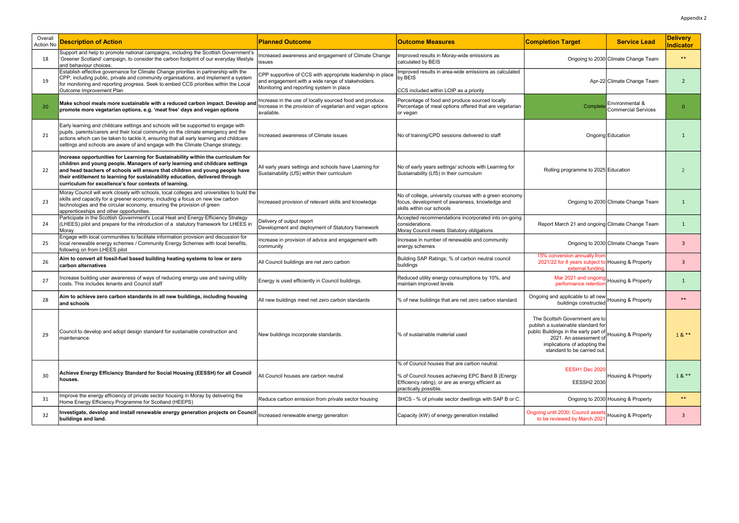Appendix 2

| Overall Action No | Description of Action | Planned Outcome | Outcome Measures | Completion Target | Service Lead | Delivery Indicator |
|---|---|---|---|---|---|---|
| 18 | Support and help to promote national campaigns, including the Scottish Government's 'Greener Scotland' campaign, to consider the carbon footprint of our everyday lifestyle and behaviour choices. | Increased awareness and engagement of Climate Change issues | Improved results in Moray-wide emissions as calculated by BEIS | Ongoing to 2030 | Climate Change Team | ** |
| 19 | Establish effective governance for Climate Change priorities in partnership with the CPP, including public, private and community organisations, and implement a system for monitoring and reporting progress. Seek to embed CCS priorities within the Local Outcome Improvement Plan | CPP supportive of CCS with appropriate leadership in place and engagement with a wide range of stakeholders. Monitoring and reporting system in place | Improved results in area-wide emissions as calculated by BEIS<br><br>CCS included within LOIP as a priority | Apr-22 | Climate Change Team | 2 |
| 20 | **Make school meals more sustainable with a reduced carbon impact. Develop and promote more vegetarian options, e.g. 'meat free' days and vegan options** | Increase in the use of locally sourced food and produce. Increase in the provision of vegetarian and vegan options available. | Percentage of food and produce sourced locally<br>Percentage of meal options offered that are vegetarian or vegan | Complete | Environmental & Commercial Services | 0 |
| 21 | Early learning and childcare settings and schools will be supported to engage with pupils, parents/carers and their local community on the climate emergency and the actions which can be taken to tackle it, ensuring that all early learning and childcare settings and schools are aware of and engage with the Climate Change strategy. | Increased awareness of Climate issues | No of training/CPD sessions delivered to staff | Ongoing | Education | 1 |
| 22 | **Increase opportunities for Learning for Sustainability within the curriculum for children and young people. Managers of early learning and childcare settings and head teachers of schools will ensure that children and young people have their entitlement to learning for sustainability education, delivered through curriculum for excellence's four contexts of learning.** | All early years settings and schools have Learning for Sustainability (LfS) within their curriculum | No of early years settings/ schools with Learning for Sustainability (LfS) in their curriculum | Rolling programme to 2025 | Education | 2 |
| 23 | Moray Council will work closely with schools, local colleges and universities to build the skills and capacity for a greener economy, including a focus on new low carbon technologies and the circular economy, ensuring the provision of green apprenticeships and other opportunities. | Increased provision of relevant skills and knowledge | No of college, university courses with a green economy focus, development of awareness, knowledge and skills within our schools | Ongoing to 2030 | Climate Change Team | 1 |
| 24 | Participate in the Scottish Government's Local Heat and Energy Efficiency Strategy (LHEES) pilot and prepare for the introduction of a statutory framework for LHEES in Moray | Delivery of output report<br>Development and deployment of Statutory framework | Accepted recommendations incorporated into on-going considerations.<br>Moray Council meets Statutory obligations | Report March 21 and ongoing | Climate Change Team | 1 |
| 25 | Engage with local communities to facilitate information provision and discussion for local renewable energy schemes / Community Energy Schemes with local benefits, following on from LHEES pilot | Increase in provision of advice and engagement with community | Increase in number of renewable and community energy schemes | Ongoing to 2030 | Climate Change Team | 3 |
| 26 | **Aim to convert all fossil-fuel based building heating systems to low or zero carbon alternatives** | All Council buildings are net zero carbon | Building SAP Ratings; % of carbon neutral council buildings | 15% conversion annually from 2021/22 for 8 years subject to external funding. | Housing & Property | 3 |
| 27 | Increase building user awareness of ways of reducing energy use and saving utility costs. This includes tenants and Council staff | Energy is used efficiently in Council buildings. | Reduced utility energy consumptions by 10%, and maintain improved levels | Mar 2021 and ongoing performance retention | Housing & Property | 1 |
| 28 | **Aim to achieve zero carbon standards in all new buildings, including housing and schools** | All new buildings meet net zero carbon standards | % of new buildings that are net zero carbon standard | Ongoing and applicable to all new buildings constructed | Housing & Property | ** |
| 29 | Council to develop and adopt design standard for sustainable construction and maintenance. | New buildings incorporate standards. | % of sustainable material used | The Scottsih Government are to publish a sustainable standard for public Buildings in the early part of 2021. An assessment of implications of adopting the standard to be carried out. | Housing & Property | 1 & ** |
| 30 | **Achieve Energy Efficiency Standard for Social Housing (EESSH) for all Council houses.** | All Council houses are carbon neutral | % of Council houses that are carbon neutral.<br><br>% of Council houses achieving EPC Band B (Energy Efficiency rating), or are as energy efficient as practically possible. | EESH1 Dec 2020<br><br>EESSH2 2030 | Housing & Property | 1 & ** |
| 31 | Improve the energy efficiency of private sector housing in Moray by delivering the Home Energy Efficiency Programme for Scotland (HEEPS) | Reduce carbon emission from private sector housing | SHCS - % of private sector dwellings with SAP B or C. | Ongoing to 2030 | Housing & Property | ** |
| 32 | **Investigate, develop and install renewable energy generation projects on Council buildings and land.** | Increased renewable energy generation | Capacity (kW) of energy generation installed | Ongoing until 2030; Council assets to be reviewed by March 2021 | Housing & Property | 3 |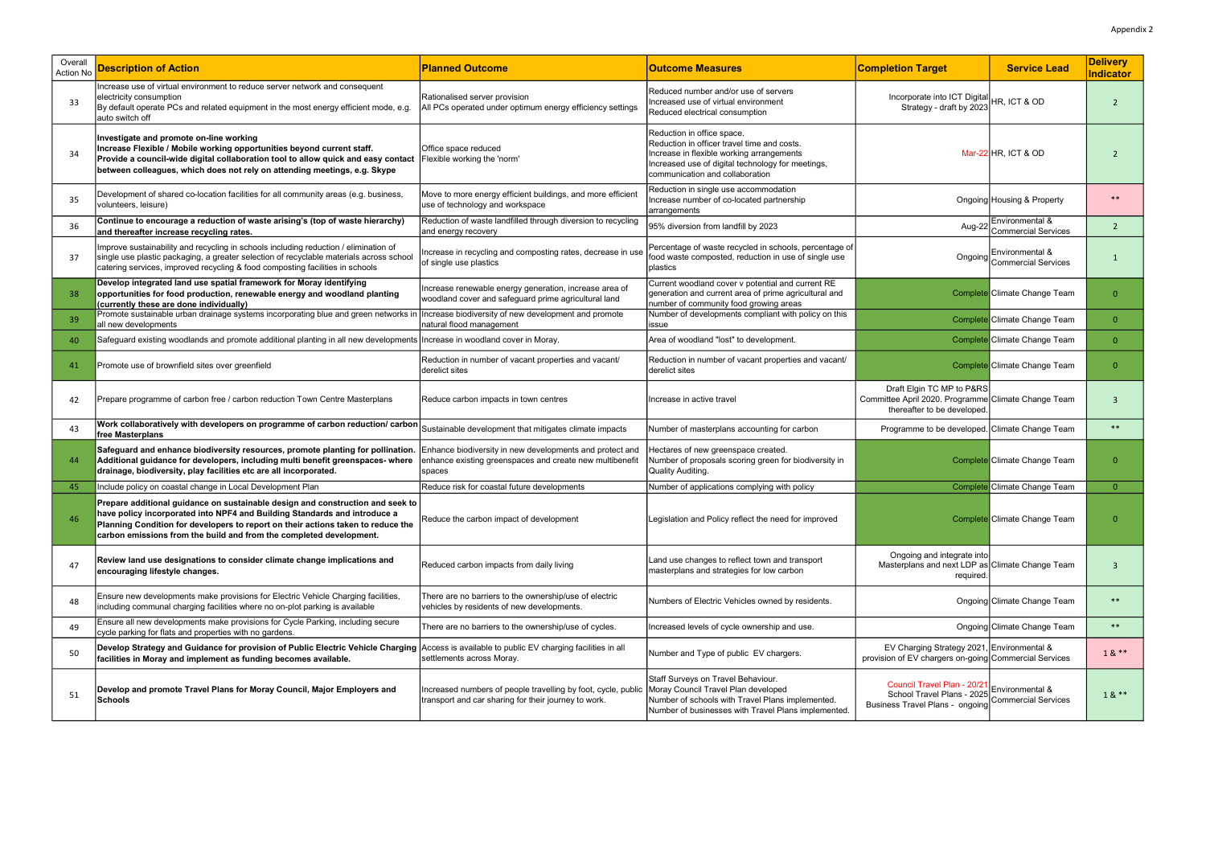Appendix 2

| Overall Action No | Description of Action | Planned Outcome | Outcome Measures | Completion Target | Service Lead | Delivery Indicator |
|---|---|---|---|---|---|---|
| 33 | Increase use of virtual environment to reduce server network and consequent electricity consumption<br>By default operate PCs and related equipment in the most energy efficient mode, e.g. auto switch off | Rationalised server provision<br>All PCs operated under optimum energy efficiency settings | Reduced number and/or use of servers<br>Increased use of virtual environment<br>Reduced electrical consumption | Incorporate into ICT Digital Strategy - draft by 2023 | HR, ICT & OD | 2 |
| 34 | **Investigate and promote on-line working<br>Increase Flexible / Mobile working opportunities beyond current staff.<br>Provide a council-wide digital collaboration tool to allow quick and easy contact between colleagues, which does not rely on attending meetings, e.g. Skype** | Office space reduced<br>Flexible working the 'norm' | Reduction in office space.<br>Reduction in officer travel time and costs.<br>Increase in flexible working arrangements<br>Increased use of digital technology for meetings, communication and collaboration | Mar-22 | HR, ICT & OD | 2 |
| 35 | Development of shared co-location facilities for all community areas (e.g. business, volunteers, leisure) | Move to more energy efficient buildings, and more efficient use of technology and workspace | Reduction in single use accommodation<br>Increase number of co-located partnership arrangements | Ongoing | Housing & Property | ** |
| 36 | **Continue to encourage a reduction of waste arising's (top of waste hierarchy) and thereafter increase recycling rates.** | Reduction of waste landfilled through diversion to recycling and energy recovery | 95% diversion from landfill by 2023 | Aug-22 | Environmental & Commercial Services | 2 |
| 37 | Improve sustainability and recycling in schools including reduction / elimination of single use plastic packaging, a greater selection of recyclable materials across school catering services, improved recycling & food composting facilities in schools | Increase in recycling and composting rates, decrease in use of single use plastics | Percentage of waste recycled in schools, percentage of food waste composted, reduction in use of single use plastics | Ongoing | Environmental & Commercial Services | 1 |
| 38 | **Develop integrated land use spatial framework for Moray identifying opportunities for food production, renewable energy and woodland planting (currently these are done individually)** | Increase renewable energy generation, increase area of woodland cover and safeguard prime agricultural land | Current woodland cover v potential and current RE generation and current area of prime agricultural and number of community food growing areas | Complete | Climate Change Team | 0 |
| 39 | Promote sustainable urban drainage systems incorporating blue and green networks in all new developments | Increase biodiversity of new development and promote natural flood management | Number of developments compliant with policy on this issue | Complete | Climate Change Team | 0 |
| 40 | Safeguard existing woodlands and promote additional planting in all new developments | Increase in woodland cover in Moray. | Area of woodland "lost" to development. | Complete | Climate Change Team | 0 |
| 41 | Promote use of brownfield sites over greenfield | Reduction in number of vacant properties and vacant/ derelict sites | Reduction in number of vacant properties and vacant/ derelict sites | Complete | Climate Change Team | 0 |
| 42 | Prepare programme of carbon free / carbon reduction Town Centre Masterplans | Reduce carbon impacts in town centres | Increase in active travel | Draft Elgin TC MP to P&RS Committee April 2020. Programme thereafter to be developed. | Climate Change Team | 3 |
| 43 | **Work collaboratively with developers on programme of carbon reduction/ carbon free Masterplans** | Sustainable development that mitigates climate impacts | Number of masterplans accounting for carbon | Programme to be developed. | Climate Change Team | ** |
| 44 | **Safeguard and enhance biodiversity resources, promote planting for pollination. Additional guidance for developers, including multi benefit greenspaces- where drainage, biodiversity, play facilities etc are all incorporated.** | Enhance biodiversity in new developments and protect and enhance existing greenspaces and create new multibenefit spaces | Hectares of new greenspace created.<br>Number of proposals scoring green for biodiversity in Quality Auditing. | Complete | Climate Change Team | 0 |
| 45 | Include policy on coastal change in Local Development Plan | Reduce risk for coastal future developments | Number of applications complying with policy | Complete | Climate Change Team | 0 |
| 46 | **Prepare additional guidance on sustainable design and construction and seek to have policy incorporated into NPF4 and Building Standards and introduce a Planning Condition for developers to report on their actions taken to reduce the carbon emissions from the build and from the completed development.** | Reduce the carbon impact of development | Legislation and Policy reflect the need for improved | Complete | Climate Change Team | 0 |
| 47 | **Review land use designations to consider climate change implications and encouraging lifestyle changes.** | Reduced carbon impacts from daily living | Land use changes to reflect town and transport masterplans and strategies for low carbon | Ongoing and integrate into Masterplans and next LDP as required. | Climate Change Team | 3 |
| 48 | Ensure new developments make provisions for Electric Vehicle Charging facilities, including communal charging facilities where no on-plot parking is available | There are no barriers to the ownership/use of electric vehicles by residents of new developments. | Numbers of Electric Vehicles owned by residents. | Ongoing | Climate Change Team | ** |
| 49 | Ensure all new developments make provisions for Cycle Parking, including secure cycle parking for flats and properties with no gardens. | There are no barriers to the ownership/use of cycles. | Increased levels of cycle ownership and use. | Ongoing | Climate Change Team | ** |
| 50 | **Develop Strategy and Guidance for provision of Public Electric Vehicle Charging facilities in Moray and implement as funding becomes available.** | Access is available to public EV charging facilities in all settlements across Moray. | Number and Type of public EV chargers. | EV Charging Strategy 2021, provision of EV chargers on-going | Environmental & Commercial Services | 1 & ** |
| 51 | **Develop and promote Travel Plans for Moray Council, Major Employers and Schools** | Increased numbers of people travelling by foot, cycle, public transport and car sharing for their journey to work. | Staff Surveys on Travel Behaviour.<br>Moray Council Travel Plan developed<br>Number of schools with Travel Plans implemented.<br>Number of businesses with Travel Plans implemented. | Council Travel Plan - 20/21<br>School Travel Plans - 2025<br>Business Travel Plans - ongoing | Environmental & Commercial Services | 1 & ** |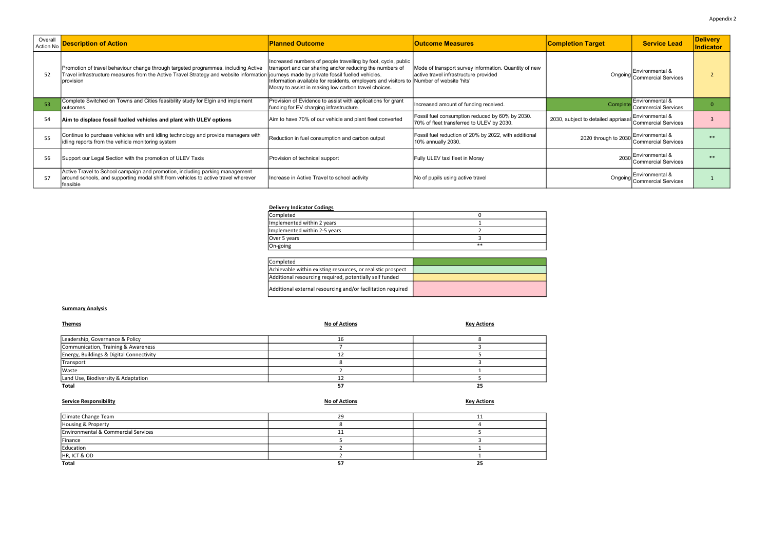Appendix 2

| Overall Action No | Description of Action | Planned Outcome | Outcome Measures | Completion Target | Service Lead | Delivery Indicator |
|---|---|---|---|---|---|---|
| 52 | Promotion of travel behaviour change through targeted programmes, including Active Travel infrastructure measures from the Active Travel Strategy and website information provision | Increased numbers of people travelling by foot, cycle, public transport and car sharing and/or reducing the numbers of journeys made by private fossil fuelled vehicles. Information available for residents, employers and visitors to Moray to assist in making low carbon travel choices. | Mode of transport survey information. Quantity of new active travel infrastructure provided Number of website 'hits' | Ongoing | Environmental & Commercial Services | 2 |
| 53 | Complete Switched on Towns and Cities feasibility study for Elgin and implement outcomes. | Provision of Evidence to assist with applications for grant funding for EV charging infrastructure. | Increased amount of funding received. | Complete | Environmental & Commercial Services | 0 |
| 54 | **Aim to displace fossil fuelled vehicles and plant with ULEV options** | Aim to have 70% of our vehicle and plant fleet converted | Fossil fuel consumption reduced by 60% by 2030. 70% of fleet transferred to ULEV by 2030. | 2030, subject to detailed appriasal | Environmental & Commercial Services | 3 |
| 55 | Continue to purchase vehicles with anti idling technology and provide managers with idling reports from the vehicle monitoring system | Reduction in fuel consumption and carbon output | Fossil fuel reduction of 20% by 2022, with additional 10% annually 2030. | 2020 through to 2030 | Environmental & Commercial Services | ** |
| 56 | Support our Legal Section with the promotion of ULEV Taxis | Provision of technical support | Fully ULEV taxi fleet in Moray | 2030 | Environmental & Commercial Services | ** |
| 57 | Active Travel to School campaign and promotion, including parking management around schools, and supporting modal shift from vehicles to active travel wherever feasible | Increase in Active Travel to school activity | No of pupils using active travel | Ongoing | Environmental & Commercial Services | 1 |

**Delivery Indicator Codings**

| | |
|---|---|
| Completed | 0 |
| Implemented within 2 years | 1 |
| Implemented within 2-5 years | 2 |
| Over 5 years | 3 |
| On-going | ** |

| | |
|---|---|
| Completed | |
| Achievable within existing resources, or realistic prospect | |
| Additional resourcing required, potentially self funded | |
| Additional external resourcing and/or facilitation required | |

**Summary Analysis**

| Themes | No of Actions | Key Actions |
|---|---|---|
| Leadership, Governance & Policy | 16 | 8 |
| Communication, Training & Awareness | 7 | 3 |
| Energy, Buildings & Digital Connectivity | 12 | 5 |
| Transport | 8 | 3 |
| Waste | 2 | 1 |
| Land Use, Biodiversity & Adaptation | 12 | 5 |
| **Total** | **57** | **25** |

| Service Responsibility | No of Actions | Key Actions |
|---|---|---|
| Climate Change Team | 29 | 11 |
| Housing & Property | 8 | 4 |
| Environmental & Commercial Services | 11 | 5 |
| Finance | 5 | 3 |
| Education | 2 | 1 |
| HR, ICT & OD | 2 | 1 |
| **Total** | **57** | **25** |